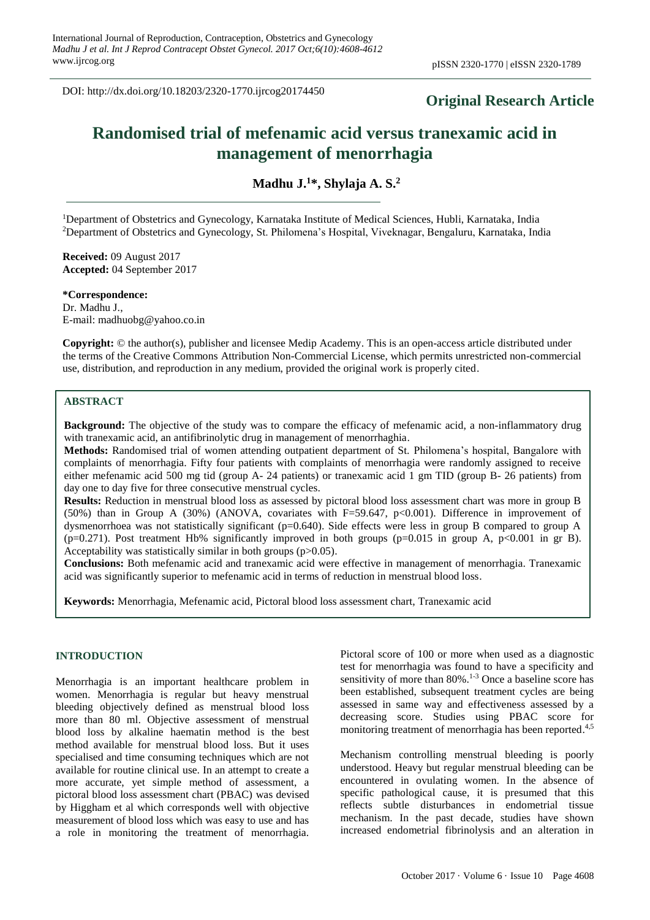DOI: http://dx.doi.org/10.18203/2320-1770.ijrcog20174450

**Original Research Article**

# Randomised trial of mefenamic acid versus tranexamic acid in management of menorrhagia

**Madhu J.[1]*, Shylaja A. S.[2]**

[1]Department of Obstetrics and Gynecology, Karnataka Institute of Medical Sciences, Hubli, Karnataka, India
[2]Department of Obstetrics and Gynecology, St. Philomena's Hospital, Viveknagar, Bengaluru, Karnataka, India

**Received:** 09 August 2017
**Accepted:** 04 September 2017

**\*Correspondence:**
Dr. Madhu J.,
E-mail: madhuobg@yahoo.co.in

**Copyright:** © the author(s), publisher and licensee Medip Academy. This is an open-access article distributed under the terms of the Creative Commons Attribution Non-Commercial License, which permits unrestricted non-commercial use, distribution, and reproduction in any medium, provided the original work is properly cited.

## ABSTRACT

**Background:** The objective of the study was to compare the efficacy of mefenamic acid, a non-inflammatory drug with tranexamic acid, an antifibrinolytic drug in management of menorrhaghia.

**Methods:** Randomised trial of women attending outpatient department of St. Philomena's hospital, Bangalore with complaints of menorrhagia. Fifty four patients with complaints of menorrhagia were randomly assigned to receive either mefenamic acid 500 mg tid (group A- 24 patients) or tranexamic acid 1 gm TID (group B- 26 patients) from day one to day five for three consecutive menstrual cycles.

**Results:** Reduction in menstrual blood loss as assessed by pictoral blood loss assessment chart was more in group B (50%) than in Group A (30%) (ANOVA, covariates with F=59.647, p<0.001). Difference in improvement of dysmenorrhoea was not statistically significant (p=0.640). Side effects were less in group B compared to group A (p=0.271). Post treatment Hb% significantly improved in both groups (p=0.015 in group A, p<0.001 in gr B). Acceptability was statistically similar in both groups (p>0.05).

**Conclusions:** Both mefenamic acid and tranexamic acid were effective in management of menorrhagia. Tranexamic acid was significantly superior to mefenamic acid in terms of reduction in menstrual blood loss.

**Keywords:** Menorrhagia, Mefenamic acid, Pictoral blood loss assessment chart, Tranexamic acid

## INTRODUCTION

Menorrhagia is an important healthcare problem in women. Menorrhagia is regular but heavy menstrual bleeding objectively defined as menstrual blood loss more than 80 ml. Objective assessment of menstrual blood loss by alkaline haematin method is the best method available for menstrual blood loss. But it uses specialised and time consuming techniques which are not available for routine clinical use. In an attempt to create a more accurate, yet simple method of assessment, a pictoral blood loss assessment chart (PBAC) was devised by Higgham et al which corresponds well with objective measurement of blood loss which was easy to use and has a role in monitoring the treatment of menorrhagia. Pictoral score of 100 or more when used as a diagnostic test for menorrhagia was found to have a specificity and sensitivity of more than 80%.[1-3] Once a baseline score has been established, subsequent treatment cycles are being assessed in same way and effectiveness assessed by a decreasing score. Studies using PBAC score for monitoring treatment of menorrhagia has been reported.[4,5]

Mechanism controlling menstrual bleeding is poorly understood. Heavy but regular menstrual bleeding can be encountered in ovulating women. In the absence of specific pathological cause, it is presumed that this reflects subtle disturbances in endometrial tissue mechanism. In the past decade, studies have shown increased endometrial fibrinolysis and an alteration in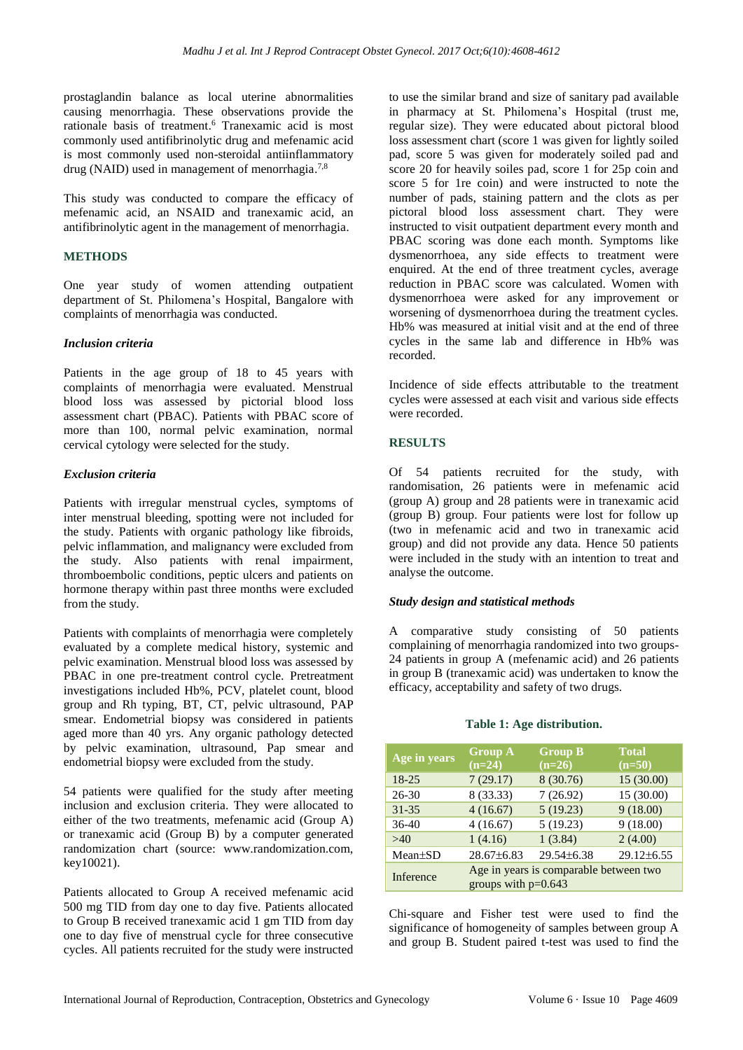prostaglandin balance as local uterine abnormalities causing menorrhagia. These observations provide the rationale basis of treatment.[6] Tranexamic acid is most commonly used antifibrinolytic drug and mefenamic acid is most commonly used non-steroidal antiinflammatory drug (NAID) used in management of menorrhagia.[7,8]

This study was conducted to compare the efficacy of mefenamic acid, an NSAID and tranexamic acid, an antifibrinolytic agent in the management of menorrhagia.

## METHODS

One year study of women attending outpatient department of St. Philomena's Hospital, Bangalore with complaints of menorrhagia was conducted.

### *Inclusion criteria*

Patients in the age group of 18 to 45 years with complaints of menorrhagia were evaluated. Menstrual blood loss was assessed by pictorial blood loss assessment chart (PBAC). Patients with PBAC score of more than 100, normal pelvic examination, normal cervical cytology were selected for the study.

### *Exclusion criteria*

Patients with irregular menstrual cycles, symptoms of inter menstrual bleeding, spotting were not included for the study. Patients with organic pathology like fibroids, pelvic inflammation, and malignancy were excluded from the study. Also patients with renal impairment, thromboembolic conditions, peptic ulcers and patients on hormone therapy within past three months were excluded from the study.

Patients with complaints of menorrhagia were completely evaluated by a complete medical history, systemic and pelvic examination. Menstrual blood loss was assessed by PBAC in one pre-treatment control cycle. Pretreatment investigations included Hb%, PCV, platelet count, blood group and Rh typing, BT, CT, pelvic ultrasound, PAP smear. Endometrial biopsy was considered in patients aged more than 40 yrs. Any organic pathology detected by pelvic examination, ultrasound, Pap smear and endometrial biopsy were excluded from the study.

54 patients were qualified for the study after meeting inclusion and exclusion criteria. They were allocated to either of the two treatments, mefenamic acid (Group A) or tranexamic acid (Group B) by a computer generated randomization chart (source: www.randomization.com, key10021).

Patients allocated to Group A received mefenamic acid 500 mg TID from day one to day five. Patients allocated to Group B received tranexamic acid 1 gm TID from day one to day five of menstrual cycle for three consecutive cycles. All patients recruited for the study were instructed to use the similar brand and size of sanitary pad available in pharmacy at St. Philomena's Hospital (trust me, regular size). They were educated about pictoral blood loss assessment chart (score 1 was given for lightly soiled pad, score 5 was given for moderately soiled pad and score 20 for heavily soiles pad, score 1 for 25p coin and score 5 for 1re coin) and were instructed to note the number of pads, staining pattern and the clots as per pictoral blood loss assessment chart. They were instructed to visit outpatient department every month and PBAC scoring was done each month. Symptoms like dysmenorrhoea, any side effects to treatment were enquired. At the end of three treatment cycles, average reduction in PBAC score was calculated. Women with dysmenorrhoea were asked for any improvement or worsening of dysmenorrhoea during the treatment cycles. Hb% was measured at initial visit and at the end of three cycles in the same lab and difference in Hb% was recorded.

Incidence of side effects attributable to the treatment cycles were assessed at each visit and various side effects were recorded.

## RESULTS

Of 54 patients recruited for the study, with randomisation, 26 patients were in mefenamic acid (group A) group and 28 patients were in tranexamic acid (group B) group. Four patients were lost for follow up (two in mefenamic acid and two in tranexamic acid group) and did not provide any data. Hence 50 patients were included in the study with an intention to treat and analyse the outcome.

### *Study design and statistical methods*

A comparative study consisting of 50 patients complaining of menorrhagia randomized into two groups-24 patients in group A (mefenamic acid) and 26 patients in group B (tranexamic acid) was undertaken to know the efficacy, acceptability and safety of two drugs.

**Table 1: Age distribution.**

| Age in years | Group A (n=24) | Group B (n=26) | Total (n=50) |
|---|---|---|---|
| 18-25 | 7 (29.17) | 8 (30.76) | 15 (30.00) |
| 26-30 | 8 (33.33) | 7 (26.92) | 15 (30.00) |
| 31-35 | 4 (16.67) | 5 (19.23) | 9 (18.00) |
| 36-40 | 4 (16.67) | 5 (19.23) | 9 (18.00) |
| >40 | 1 (4.16) | 1 (3.84) | 2 (4.00) |
| Mean±SD | 28.67±6.83 | 29.54±6.38 | 29.12±6.55 |
| Inference | Age in years is comparable between two groups with p=0.643 | | |

Chi-square and Fisher test were used to find the significance of homogeneity of samples between group A and group B. Student paired t-test was used to find the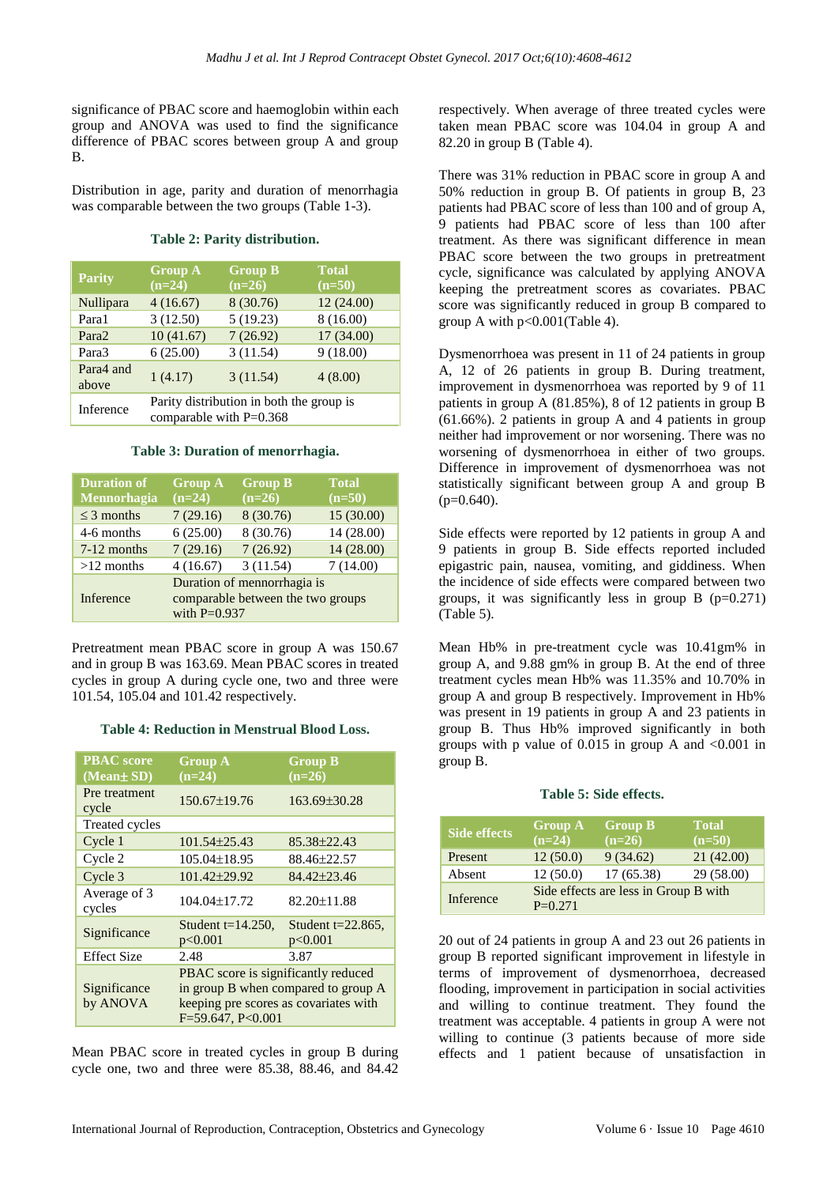significance of PBAC score and haemoglobin within each group and ANOVA was used to find the significance difference of PBAC scores between group A and group B.

Distribution in age, parity and duration of menorrhagia was comparable between the two groups (Table 1-3).

**Table 2: Parity distribution.**

| Parity | Group A (n=24) | Group B (n=26) | Total (n=50) |
|---|---|---|---|
| Nullipara | 4 (16.67) | 8 (30.76) | 12 (24.00) |
| Para1 | 3 (12.50) | 5 (19.23) | 8 (16.00) |
| Para2 | 10 (41.67) | 7 (26.92) | 17 (34.00) |
| Para3 | 6 (25.00) | 3 (11.54) | 9 (18.00) |
| Para4 and above | 1 (4.17) | 3 (11.54) | 4 (8.00) |
| Inference | Parity distribution in both the group is comparable with P=0.368 | | |

**Table 3: Duration of menorrhagia.**

| Duration of Mennorrhagia | Group A (n=24) | Group B (n=26) | Total (n=50) |
|---|---|---|---|
| ≤ 3 months | 7 (29.16) | 8 (30.76) | 15 (30.00) |
| 4-6 months | 6 (25.00) | 8 (30.76) | 14 (28.00) |
| 7-12 months | 7 (29.16) | 7 (26.92) | 14 (28.00) |
| >12 months | 4 (16.67) | 3 (11.54) | 7 (14.00) |
| Inference | Duration of mennorrhagia is comparable between the two groups with P=0.937 | | |

Pretreatment mean PBAC score in group A was 150.67 and in group B was 163.69. Mean PBAC scores in treated cycles in group A during cycle one, two and three were 101.54, 105.04 and 101.42 respectively.

**Table 4: Reduction in Menstrual Blood Loss.**

| PBAC score (Mean± SD) | Group A (n=24) | Group B (n=26) |
|---|---|---|
| Pre treatment cycle | 150.67±19.76 | 163.69±30.28 |
| Treated cycles | | |
| Cycle 1 | 101.54±25.43 | 85.38±22.43 |
| Cycle 2 | 105.04±18.95 | 88.46±22.57 |
| Cycle 3 | 101.42±29.92 | 84.42±23.46 |
| Average of 3 cycles | 104.04±17.72 | 82.20±11.88 |
| Significance | Student t=14.250, p<0.001 | Student t=22.865, p<0.001 |
| Effect Size | 2.48 | 3.87 |
| Significance by ANOVA | PBAC score is significantly reduced in group B when compared to group A keeping pre scores as covariates with F=59.647, P<0.001 | |

Mean PBAC score in treated cycles in group B during cycle one, two and three were 85.38, 88.46, and 84.42 respectively. When average of three treated cycles were taken mean PBAC score was 104.04 in group A and 82.20 in group B (Table 4).

There was 31% reduction in PBAC score in group A and 50% reduction in group B. Of patients in group B, 23 patients had PBAC score of less than 100 and of group A, 9 patients had PBAC score of less than 100 after treatment. As there was significant difference in mean PBAC score between the two groups in pretreatment cycle, significance was calculated by applying ANOVA keeping the pretreatment scores as covariates. PBAC score was significantly reduced in group B compared to group A with p<0.001(Table 4).

Dysmenorrhoea was present in 11 of 24 patients in group A, 12 of 26 patients in group B. During treatment, improvement in dysmenorrhoea was reported by 9 of 11 patients in group A (81.85%), 8 of 12 patients in group B (61.66%). 2 patients in group A and 4 patients in group neither had improvement or nor worsening. There was no worsening of dysmenorrhoea in either of two groups. Difference in improvement of dysmenorrhoea was not statistically significant between group A and group B (p=0.640).

Side effects were reported by 12 patients in group A and 9 patients in group B. Side effects reported included epigastric pain, nausea, vomiting, and giddiness. When the incidence of side effects were compared between two groups, it was significantly less in group B (p=0.271) (Table 5).

Mean Hb% in pre-treatment cycle was 10.41gm% in group A, and 9.88 gm% in group B. At the end of three treatment cycles mean Hb% was 11.35% and 10.70% in group A and group B respectively. Improvement in Hb% was present in 19 patients in group A and 23 patients in group B. Thus Hb% improved significantly in both groups with p value of 0.015 in group A and <0.001 in group B.

**Table 5: Side effects.**

| Side effects | Group A (n=24) | Group B (n=26) | Total (n=50) |
|---|---|---|---|
| Present | 12 (50.0) | 9 (34.62) | 21 (42.00) |
| Absent | 12 (50.0) | 17 (65.38) | 29 (58.00) |
| Inference | Side effects are less in Group B with P=0.271 | | |

20 out of 24 patients in group A and 23 out 26 patients in group B reported significant improvement in lifestyle in terms of improvement of dysmenorrhoea, decreased flooding, improvement in participation in social activities and willing to continue treatment. They found the treatment was acceptable. 4 patients in group A were not willing to continue (3 patients because of more side effects and 1 patient because of unsatisfaction in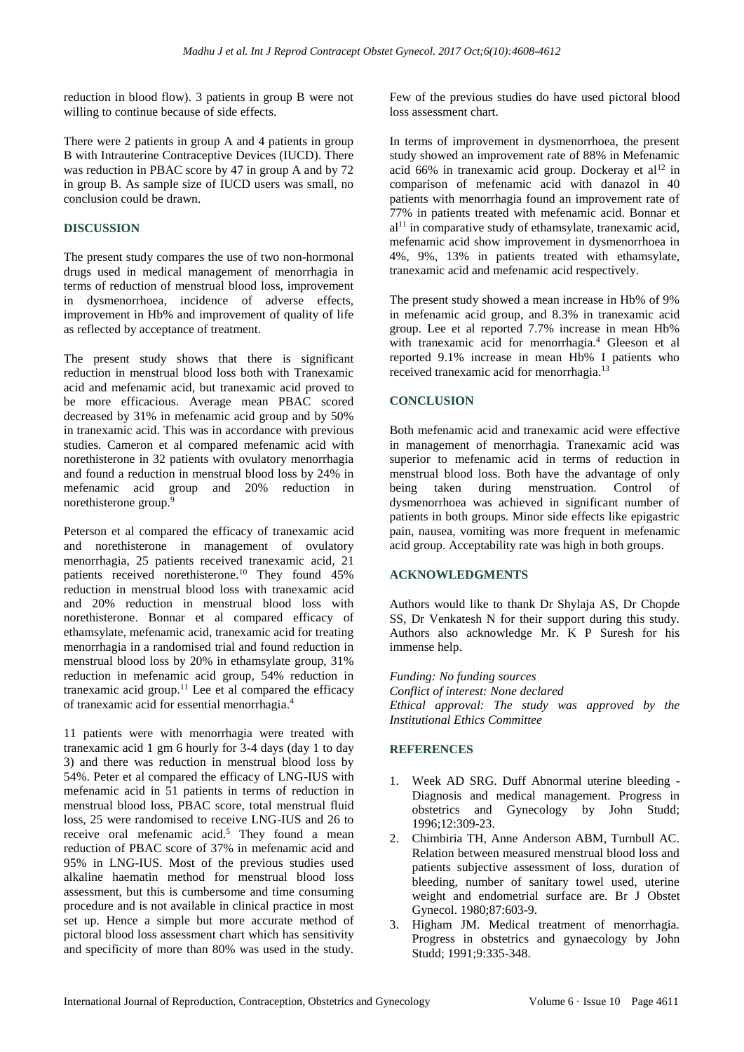reduction in blood flow). 3 patients in group B were not willing to continue because of side effects.

There were 2 patients in group A and 4 patients in group B with Intrauterine Contraceptive Devices (IUCD). There was reduction in PBAC score by 47 in group A and by 72 in group B. As sample size of IUCD users was small, no conclusion could be drawn.

## DISCUSSION

The present study compares the use of two non-hormonal drugs used in medical management of menorrhagia in terms of reduction of menstrual blood loss, improvement in dysmenorrhoea, incidence of adverse effects, improvement in Hb% and improvement of quality of life as reflected by acceptance of treatment.

The present study shows that there is significant reduction in menstrual blood loss both with Tranexamic acid and mefenamic acid, but tranexamic acid proved to be more efficacious. Average mean PBAC scored decreased by 31% in mefenamic acid group and by 50% in tranexamic acid. This was in accordance with previous studies. Cameron et al compared mefenamic acid with norethisterone in 32 patients with ovulatory menorrhagia and found a reduction in menstrual blood loss by 24% in mefenamic acid group and 20% reduction in norethisterone group.[9]

Peterson et al compared the efficacy of tranexamic acid and norethisterone in management of ovulatory menorrhagia, 25 patients received tranexamic acid, 21 patients received norethisterone.[10] They found 45% reduction in menstrual blood loss with tranexamic acid and 20% reduction in menstrual blood loss with norethisterone. Bonnar et al compared efficacy of ethamsylate, mefenamic acid, tranexamic acid for treating menorrhagia in a randomised trial and found reduction in menstrual blood loss by 20% in ethamsylate group, 31% reduction in mefenamic acid group, 54% reduction in tranexamic acid group.[11] Lee et al compared the efficacy of tranexamic acid for essential menorrhagia.[4]

11 patients were with menorrhagia were treated with tranexamic acid 1 gm 6 hourly for 3-4 days (day 1 to day 3) and there was reduction in menstrual blood loss by 54%. Peter et al compared the efficacy of LNG-IUS with mefenamic acid in 51 patients in terms of reduction in menstrual blood loss, PBAC score, total menstrual fluid loss, 25 were randomised to receive LNG-IUS and 26 to receive oral mefenamic acid.[5] They found a mean reduction of PBAC score of 37% in mefenamic acid and 95% in LNG-IUS. Most of the previous studies used alkaline haematin method for menstrual blood loss assessment, but this is cumbersome and time consuming procedure and is not available in clinical practice in most set up. Hence a simple but more accurate method of pictoral blood loss assessment chart which has sensitivity and specificity of more than 80% was used in the study. Few of the previous studies do have used pictoral blood loss assessment chart.

In terms of improvement in dysmenorrhoea, the present study showed an improvement rate of 88% in Mefenamic acid 66% in tranexamic acid group. Dockeray et al[12] in comparison of mefenamic acid with danazol in 40 patients with menorrhagia found an improvement rate of 77% in patients treated with mefenamic acid. Bonnar et al[11] in comparative study of ethamsylate, tranexamic acid, mefenamic acid show improvement in dysmenorrhoea in 4%, 9%, 13% in patients treated with ethamsylate, tranexamic acid and mefenamic acid respectively.

The present study showed a mean increase in Hb% of 9% in mefenamic acid group, and 8.3% in tranexamic acid group. Lee et al reported 7.7% increase in mean Hb% with tranexamic acid for menorrhagia.[4] Gleeson et al reported 9.1% increase in mean Hb% I patients who received tranexamic acid for menorrhagia.[13]

## CONCLUSION

Both mefenamic acid and tranexamic acid were effective in management of menorrhagia. Tranexamic acid was superior to mefenamic acid in terms of reduction in menstrual blood loss. Both have the advantage of only being taken during menstruation. Control of dysmenorrhoea was achieved in significant number of patients in both groups. Minor side effects like epigastric pain, nausea, vomiting was more frequent in mefenamic acid group. Acceptability rate was high in both groups.

## ACKNOWLEDGMENTS

Authors would like to thank Dr Shylaja AS, Dr Chopde SS, Dr Venkatesh N for their support during this study. Authors also acknowledge Mr. K P Suresh for his immense help.

*Funding: No funding sources*
*Conflict of interest: None declared*
*Ethical approval: The study was approved by the Institutional Ethics Committee*

## REFERENCES

1. Week AD SRG. Duff Abnormal uterine bleeding - Diagnosis and medical management. Progress in obstetrics and Gynecology by John Studd; 1996;12:309-23.
2. Chimbiria TH, Anne Anderson ABM, Turnbull AC. Relation between measured menstrual blood loss and patients subjective assessment of loss, duration of bleeding, number of sanitary towel used, uterine weight and endometrial surface are. Br J Obstet Gynecol. 1980;87:603-9.
3. Higham JM. Medical treatment of menorrhagia. Progress in obstetrics and gynaecology by John Studd; 1991;9:335-348.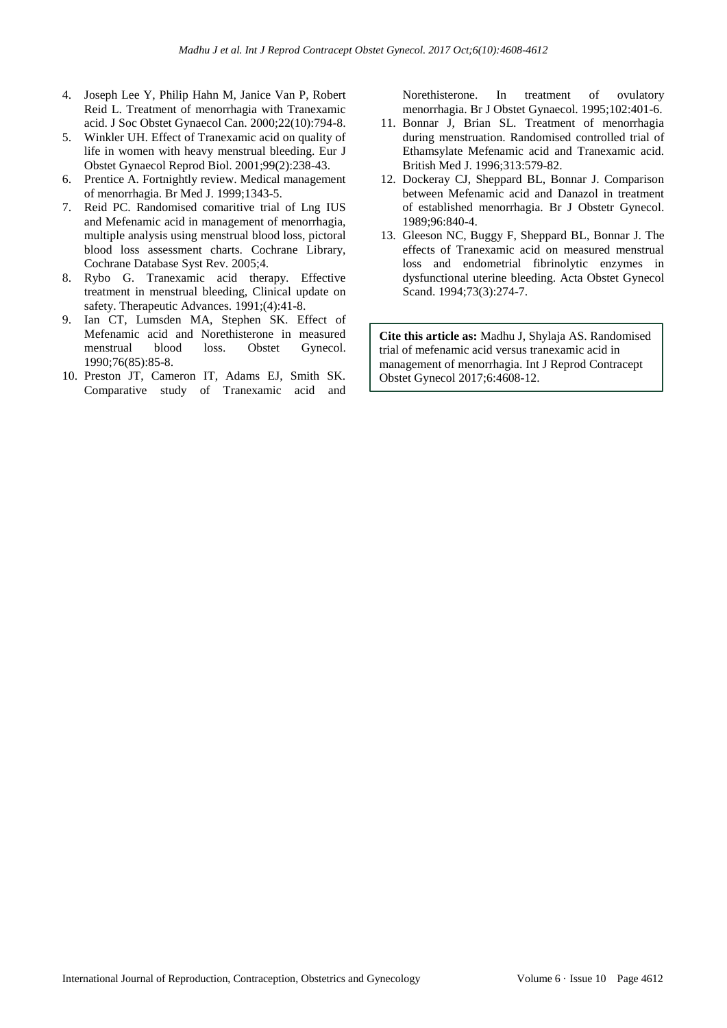4. Joseph Lee Y, Philip Hahn M, Janice Van P, Robert Reid L. Treatment of menorrhagia with Tranexamic acid. J Soc Obstet Gynaecol Can. 2000;22(10):794-8.
5. Winkler UH. Effect of Tranexamic acid on quality of life in women with heavy menstrual bleeding. Eur J Obstet Gynaecol Reprod Biol. 2001;99(2):238-43.
6. Prentice A. Fortnightly review. Medical management of menorrhagia. Br Med J. 1999;1343-5.
7. Reid PC. Randomised comaritive trial of Lng IUS and Mefenamic acid in management of menorrhagia, multiple analysis using menstrual blood loss, pictoral blood loss assessment charts. Cochrane Library, Cochrane Database Syst Rev. 2005;4.
8. Rybo G. Tranexamic acid therapy. Effective treatment in menstrual bleeding, Clinical update on safety. Therapeutic Advances. 1991;(4):41-8.
9. Ian CT, Lumsden MA, Stephen SK. Effect of Mefenamic acid and Norethisterone in measured menstrual blood loss. Obstet Gynecol. 1990;76(85):85-8.
10. Preston JT, Cameron IT, Adams EJ, Smith SK. Comparative study of Tranexamic acid and Norethisterone. In treatment of ovulatory menorrhagia. Br J Obstet Gynaecol. 1995;102:401-6.
11. Bonnar J, Brian SL. Treatment of menorrhagia during menstruation. Randomised controlled trial of Ethamsylate Mefenamic acid and Tranexamic acid. British Med J. 1996;313:579-82.
12. Dockeray CJ, Sheppard BL, Bonnar J. Comparison between Mefenamic acid and Danazol in treatment of established menorrhagia. Br J Obstetr Gynecol. 1989;96:840-4.
13. Gleeson NC, Buggy F, Sheppard BL, Bonnar J. The effects of Tranexamic acid on measured menstrual loss and endometrial fibrinolytic enzymes in dysfunctional uterine bleeding. Acta Obstet Gynecol Scand. 1994;73(3):274-7.

**Cite this article as:** Madhu J, Shylaja AS. Randomised trial of mefenamic acid versus tranexamic acid in management of menorrhagia. Int J Reprod Contracept Obstet Gynecol 2017;6:4608-12.